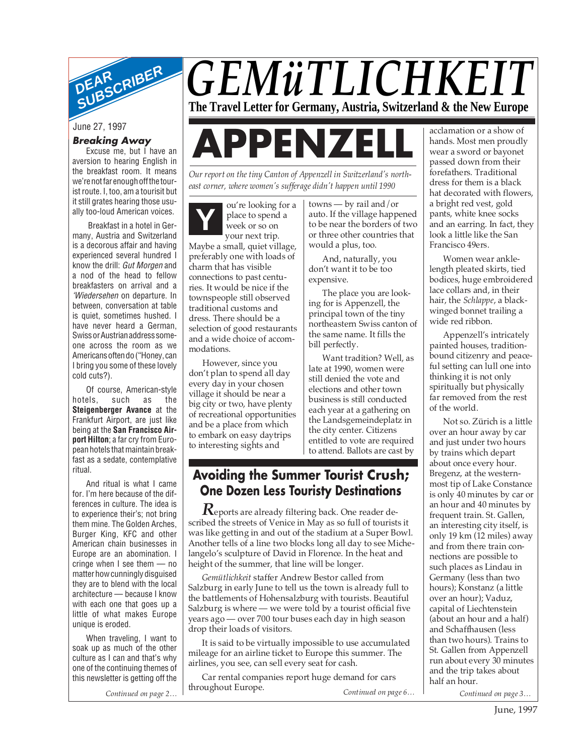# GEMüTLICHKEIT

**The Travel Letter for Germany, Austria, Switzerland & the New Europe**

## DEAR SUBSCRIBER

June 27, 1997

### *Breaking Away*

Excuse me, but I have an aversion to hearing English in the breakfast room. It means we're not far enough off the tourist route. I, too, am a tourisit but it still grates hearing those usually too-loud American voices.

Breakfast in a hotel in Germany, Austria and Switzerland is a decorous affair and having experienced several hundred I know the drill: *Gut Morgen* and a nod of the head to fellow breakfasters on arrival and a *'Wiedersehen* on departure. In between, conversation at table is quiet, sometimes hushed. I have never heard a German, Swiss or Austrian address someone across the room as we Americans often do ("Honey, can I bring you some of these lovely cold cuts?).

Of course, American-style hotels, such as the **Steigenberger Avance** at the Frankfurt Airport, are just like being at the **San Francisco Airport Hilton**; a far cry from European hotels that maintain breakfast as a sedate, contemplative ritual.

And ritual is what I came for. I'm here because of the differences in culture. The idea is to experience their's; not bring them mine. The Golden Arches, Burger King, KFC and other American chain businesses in Europe are an abomination. I cringe when I see them — no matter how cunningly disguised they are to blend with the local architecture — because I know with each one that goes up a little of what makes Europe unique is eroded.

When traveling, I want to soak up as much of the other culture as I can and that's why one of the continuing themes of this newsletter is getting off the

*Continued on page 2…*

# APPENZELL

*Our report on the tiny Canton of Appenzell in Switzerland's northeast corner, where women's sufferage didn't happen until 1990*

You're looking for a place to spend a week or so on your next trip. Maybe a small, quiet village, preferably one with loads of charm that has visible connections to past centuries. It would be nice if the townspeople still observed traditional customs and dress. There should be a selection of good restaurants and a wide choice of accommodations.

However, since you don't plan to spend all day every day in your chosen village it should be near a big city or two, have plenty of recreational opportunities and be a place from which to embark on easy daytrips to interesting sights and towns — by rail and/or auto. If the village happened to be near the borders of two or three other countries that would a plus, too.

And, naturally, you don't want it to be too expensive.

The place you are looking for is Appenzell, the principal town of the tiny northeastern Swiss canton of the same name. It fills the bill perfectly.

Want tradition? Well, as late at 1990, women were still denied the vote and elections and other town business is still conducted each year at a gathering on the Landsgemeindeplatz in the city center. Citizens entitled to vote are required to attend. Ballots are cast by acclamation or a show of hands. Most men proudly wear a sword or bayonet passed down from their forefathers. Traditional dress for them is a black hat decorated with flowers, a bright red vest, gold pants, white knee socks and an earring. In fact, they look a little like the San Francisco 49ers.

Women wear ankle-length pleated skirts, tied bodices, huge embroidered lace collars and, in their hair, the *Schlappe*, a black-winged bonnet trailing a wide red ribbon.

Appenzell's intricately painted houses, tradition-bound citizenry and peaceful setting can lull one into thinking it is not only spiritually but physically far removed from the rest of the world.

Not so. Zürich is a little over an hour away by car and just under two hours by trains which depart about once every hour. Bregenz, at the western-most tip of Lake Constance is only 40 minutes by car or an hour and 40 minutes by frequent train. St. Gallen, an interesting city itself, is only 19 km (12 miles) away and from there train connections are possible to such places as Lindau in Germany (less than two hours); Konstanz (a little over an hour); Vaduz, capital of Liechtenstein (about an hour and a half) and Schaffhausen (less than two hours). Trains to St. Gallen from Appenzell run about every 30 minutes and the trip takes about half an hour.

*Continued on page 3…*

## Avoiding the Summer Tourist Crush; One Dozen Less Touristy Destinations

Reports are already filtering back. One reader described the streets of Venice in May as so full of tourists it was like getting in and out of the stadium at a Super Bowl. Another tells of a line two blocks long all day to see Michelangelo's sculpture of David in Florence. In the heat and height of the summer, that line will be longer.

*Gemütlichkeit* staffer Andrew Bestor called from Salzburg in early June to tell us the town is already full to the battlements of Hohensalzburg with tourists. Beautiful Salzburg is where — we were told by a tourist official five years ago — over 700 tour buses each day in high season drop their loads of visitors.

It is said to be virtually impossible to use accumulated mileage for an airline ticket to Europe this summer. The airlines, you see, can sell every seat for cash.

Car rental companies report huge demand for cars throughout Europe.

*Continued on page 6…*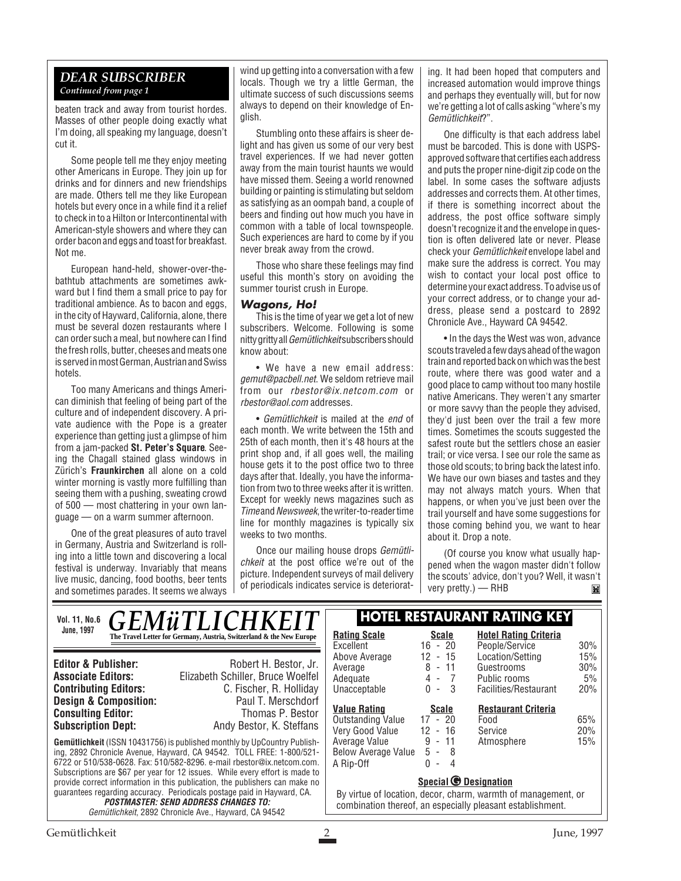## DEAR SUBSCRIBER

*Continued from page 1*

beaten track and away from tourist hordes. Masses of other people doing exactly what I'm doing, all speaking my language, doesn't cut it.

Some people tell me they enjoy meeting other Americans in Europe. They join up for drinks and for dinners and new friendships are made. Others tell me they like European hotels but every once in a while find it a relief to check in to a Hilton or Intercontinental with American-style showers and where they can order bacon and eggs and toast for breakfast. Not me.

European hand-held, shower-over-the-bathtub attachments are sometimes awkward but I find them a small price to pay for traditional ambience. As to bacon and eggs, in the city of Hayward, California, alone, there must be several dozen restaurants where I can order such a meal, but nowhere can I find the fresh rolls, butter, cheeses and meats one is served in most German, Austrian and Swiss hotels.

Too many Americans and things American diminish that feeling of being part of the culture and of independent discovery. A private audience with the Pope is a greater experience than getting just a glimpse of him from a jam-packed **St. Peter's Square**. Seeing the Chagall stained glass windows in Zürich's **Fraunkirchen** all alone on a cold winter morning is vastly more fulfilling than seeing them with a pushing, sweating crowd of 500 — most chattering in your own language — on a warm summer afternoon.

One of the great pleasures of auto travel in Germany, Austria and Switzerland is rolling into a little town and discovering a local festival is underway. Invariably that means live music, dancing, food booths, beer tents and sometimes parades. It seems we always wind up getting into a conversation with a few locals. Though we try a little German, the ultimate success of such discussions seems always to depend on their knowledge of English.

Stumbling onto these affairs is sheer delight and has given us some of our very best travel experiences. If we had never gotten away from the main tourist haunts we would have missed them. Seeing a world renowned building or painting is stimulating but seldom as satisfying as an oompah band, a couple of beers and finding out how much you have in common with a table of local townspeople. Such experiences are hard to come by if you never break away from the crowd.

Those who share these feelings may find useful this month's story on avoiding the summer tourist crush in Europe.

### Wagons, Ho!

This is the time of year we get a lot of new subscribers. Welcome. Following is some nitty gritty all *Gemütlichkeit* subscribers should know about:

• We have a new email address: *gemut@pacbell.net*. We seldom retrieve mail from our *rbestor@ix.netcom.com* or *rbestor@aol.com* addresses.

• *Gemütlichkeit* is mailed at the *end* of each month. We write between the 15th and 25th of each month, then it's 48 hours at the print shop and, if all goes well, the mailing house gets it to the post office two to three days after that. Ideally, you have the information from two to three weeks after it is written. Except for weekly news magazines such as *Time* and *Newsweek*, the writer-to-reader time line for monthly magazines is typically six weeks to two months.

Once our mailing house drops *Gemütlichkeit* at the post office we're out of the picture. Independent surveys of mail delivery of periodicals indicates service is deteriorating. It had been hoped that computers and increased automation would improve things and perhaps they eventually will, but for now we're getting a lot of calls asking "where's my *Gemütlichkeit*?".

One difficulty is that each address label must be barcoded. This is done with USPS-approved software that certifies each address and puts the proper nine-digit zip code on the label. In some cases the software adjusts addresses and corrects them. At other times, if there is something incorrect about the address, the post office software simply doesn't recognize it and the envelope in question is often delivered late or never. Please check your *Gemütlichkeit* envelope label and make sure the address is correct. You may wish to contact your local post office to determine your exact address. To advise us of your correct address, or to change your address, please send a postcard to 2892 Chronicle Ave., Hayward CA 94542.

• In the days the West was won, advance scouts traveled a few days ahead of the wagon train and reported back on which was the best route, where there was good water and a good place to camp without too many hostile native Americans. They weren't any smarter or more savvy than the people they advised, they'd just been over the trail a few more times. Sometimes the scouts suggested the safest route but the settlers chose an easier trail; or vice versa. I see our role the same as those old scouts; to bring back the latest info. We have our own biases and tastes and they may not always match yours. When that happens, or when you've just been over the trail yourself and have some suggestions for those coming behind you, we want to hear about it. Drop a note.

(Of course you know what usually happened when the wagon master didn't follow the scouts' advice, don't you? Well, it wasn't very pretty.) — RHB

---

**Vol. 11, No.6**
**June, 1997**

# GEMüTLICHKEIT

**The Travel Letter for Germany, Austria, Switzerland & the New Europe**

| | |
|---|---|
| **Editor & Publisher:** | Robert H. Bestor, Jr. |
| **Associate Editors:** | Elizabeth Schiller, Bruce Woelfel |
| **Contributing Editors:** | C. Fischer, R. Holliday |
| **Design & Composition:** | Paul T. Merschdorf |
| **Consulting Editor:** | Thomas P. Bestor |
| **Subscription Dept:** | Andy Bestor, K. Steffans |

**Gemütlichkeit** (ISSN 10431756) is published monthly by UpCountry Publishing, 2892 Chronicle Avenue, Hayward, CA 94542. TOLL FREE: 1-800/521-6722 or 510/538-0628. Fax: 510/582-8296. e-mail rbestor@ix.netcom.com. Subscriptions are $67 per year for 12 issues. While every effort is made to provide correct information in this publication, the publishers can make no guarantees regarding accuracy. Periodicals postage paid in Hayward, CA.

***POSTMASTER: SEND ADDRESS CHANGES TO:***
*Gemütlichkeit*, 2892 Chronicle Ave., Hayward, CA 94542

## HOTEL RESTAURANT RATING KEY

| Rating Scale | Scale | Hotel Rating Criteria | |
|---|---|---|---|
| Excellent | 16 - 20 | People/Service | 30% |
| Above Average | 12 - 15 | Location/Setting | 15% |
| Average | 8 - 11 | Guestrooms | 30% |
| Adequate | 4 - 7 | Public rooms | 5% |
| Unacceptable | 0 - 3 | Facilities/Restaurant | 20% |

| Value Rating | Scale | Restaurant Criteria | |
|---|---|---|---|
| Outstanding Value | 17 - 20 | Food | 65% |
| Very Good Value | 12 - 16 | Service | 20% |
| Average Value | 9 - 11 | Atmosphere | 15% |
| Below Average Value | 5 - 8 | | |
| A Rip-Off | 0 - 4 | | |

**Special G Designation**

By virtue of location, decor, charm, warmth of management, or combination thereof, an especially pleasant establishment.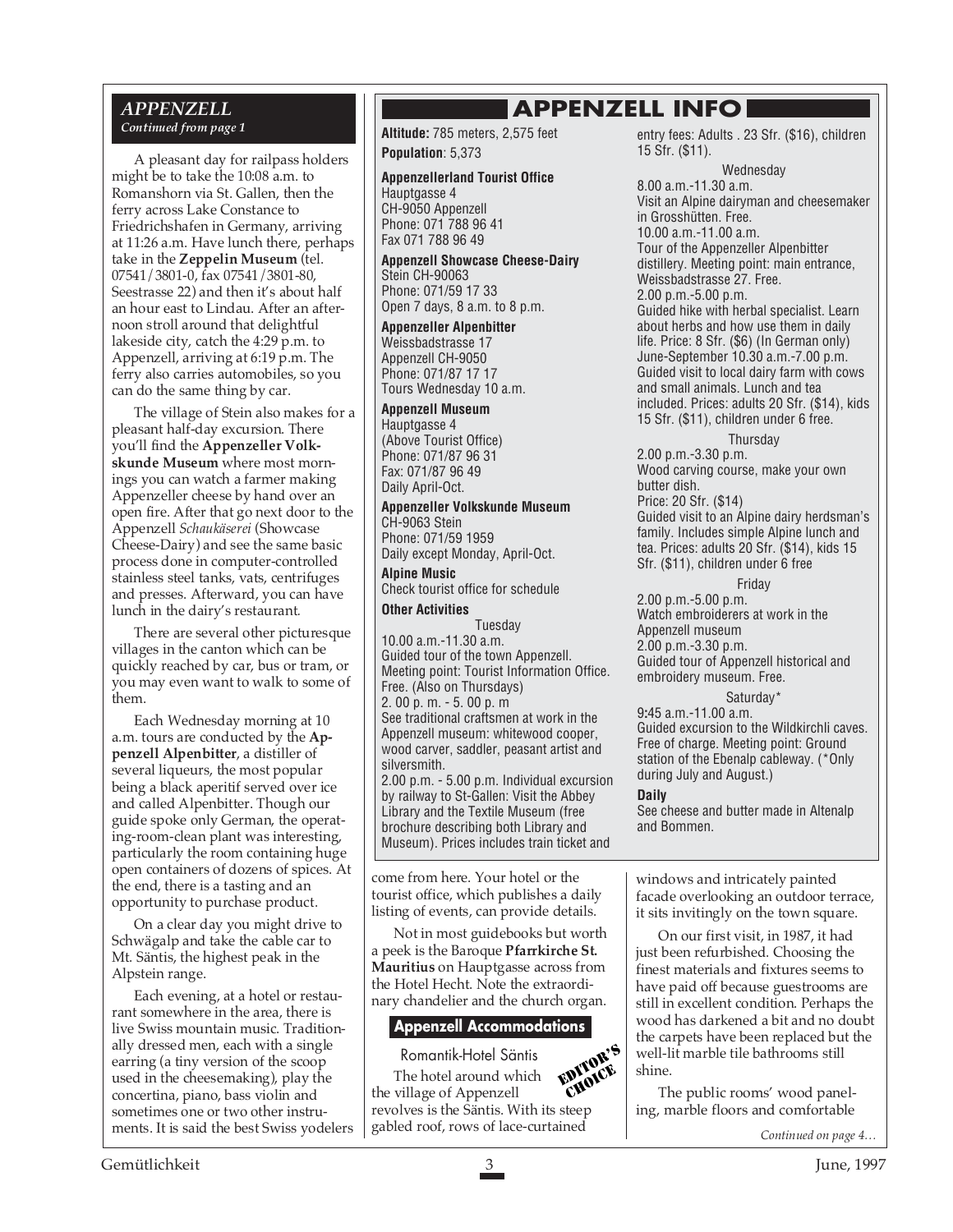## APPENZELL

*Continued from page 1*

A pleasant day for railpass holders might be to take the 10:08 a.m. to Romanshorn via St. Gallen, then the ferry across Lake Constance to Friedrichshafen in Germany, arriving at 11:26 a.m. Have lunch there, perhaps take in the **Zeppelin Museum** (tel. 07541/3801-0, fax 07541/3801-80, Seestrasse 22) and then it's about half an hour east to Lindau. After an afternoon stroll around that delightful lakeside city, catch the 4:29 p.m. to Appenzell, arriving at 6:19 p.m. The ferry also carries automobiles, so you can do the same thing by car.

The village of Stein also makes for a pleasant half-day excursion. There you'll find the **Appenzeller Volkskunde Museum** where most mornings you can watch a farmer making Appenzeller cheese by hand over an open fire. After that go next door to the Appenzell *Schaukäserei* (Showcase Cheese-Dairy) and see the same basic process done in computer-controlled stainless steel tanks, vats, centrifuges and presses. Afterward, you can have lunch in the dairy's restaurant.

There are several other picturesque villages in the canton which can be quickly reached by car, bus or tram, or you may even want to walk to some of them.

Each Wednesday morning at 10 a.m. tours are conducted by the **Appenzell Alpenbitter**, a distiller of several liqueurs, the most popular being a black aperitif served over ice and called Alpenbitter. Though our guide spoke only German, the operating-room-clean plant was interesting, particularly the room containing huge open containers of dozens of spices. At the end, there is a tasting and an opportunity to purchase product.

On a clear day you might drive to Schwägalp and take the cable car to Mt. Säntis, the highest peak in the Alpstein range.

Each evening, at a hotel or restaurant somewhere in the area, there is live Swiss mountain music. Traditionally dressed men, each with a single earring (a tiny version of the scoop used in the cheesemaking), play the concertina, piano, bass violin and sometimes one or two other instruments. It is said the best Swiss yodelers come from here. Your hotel or the tourist office, which publishes a daily listing of events, can provide details.

Not in most guidebooks but worth a peek is the Baroque **Pfarrkirche St. Mauritius** on Hauptgasse across from the Hotel Hecht. Note the extraordinary chandelier and the church organ.

## APPENZELL INFO

**Altitude:** 785 meters, 2,575 feet

**Population**: 5,373

**Appenzellerland Tourist Office**
Hauptgasse 4
CH-9050 Appenzell
Phone: 071 788 96 41
Fax 071 788 96 49

**Appenzell Showcase Cheese-Dairy**
Stein CH-90063
Phone: 071/59 17 33
Open 7 days, 8 a.m. to 8 p.m.

**Appenzeller Alpenbitter**
Weissbadstrasse 17
Appenzell CH-9050
Phone: 071/87 17 17
Tours Wednesday 10 a.m.

**Appenzell Museum**
Hauptgasse 4
(Above Tourist Office)
Phone: 071/87 96 31
Fax: 071/87 96 49
Daily April-Oct.

**Appenzeller Volkskunde Museum**
CH-9063 Stein
Phone: 071/59 1959
Daily except Monday, April-Oct.

**Alpine Music**
Check tourist office for schedule

**Other Activities**

Tuesday

10.00 a.m.-11.30 a.m.
Guided tour of the town Appenzell. Meeting point: Tourist Information Office. Free. (Also on Thursdays)

2. 00 p. m. - 5. 00 p. m
See traditional craftsmen at work in the Appenzell museum: whitewood cooper, wood carver, saddler, peasant artist and silversmith.

2.00 p.m. - 5.00 p.m. Individual excursion by railway to St-Gallen: Visit the Abbey Library and the Textile Museum (free brochure describing both Library and Museum). Prices includes train ticket and entry fees: Adults . 23 Sfr. ($16), children 15 Sfr. ($11).

Wednesday

8.00 a.m.-11.30 a.m.
Visit an Alpine dairyman and cheesemaker in Grosshütten. Free.

10.00 a.m.-11.00 a.m.
Tour of the Appenzeller Alpenbitter distillery. Meeting point: main entrance, Weissbadstrasse 27. Free.

2.00 p.m.-5.00 p.m.
Guided hike with herbal specialist. Learn about herbs and how use them in daily life. Price: 8 Sfr. ($6) (In German only)

June-September 10.30 a.m.-7.00 p.m.
Guided visit to local dairy farm with cows and small animals. Lunch and tea included. Prices: adults 20 Sfr. ($14), kids 15 Sfr. ($11), children under 6 free.

Thursday

2.00 p.m.-3.30 p.m.
Wood carving course, make your own butter dish.
Price: 20 Sfr. ($14)
Guided visit to an Alpine dairy herdsman's family. Includes simple Alpine lunch and tea. Prices: adults 20 Sfr. ($14), kids 15 Sfr. ($11), children under 6 free

Friday

2.00 p.m.-5.00 p.m.
Watch embroiderers at work in the Appenzell museum

2.00 p.m.-3.30 p.m.
Guided tour of Appenzell historical and embroidery museum. Free.

Saturday*

9:45 a.m.-11.00 a.m.
Guided excursion to the Wildkirchli caves. Free of charge. Meeting point: Ground station of the Ebenalp cableway. (*Only during July and August.)

**Daily**

See cheese and butter made in Altenalp and Bommen.

## Appenzell Accommodations

### Romantik-Hotel Säntis

EDITOR'S CHOICE

The hotel around which the village of Appenzell revolves is the Säntis. With its steep gabled roof, rows of lace-curtained windows and intricately painted facade overlooking an outdoor terrace, it sits invitingly on the town square.

On our first visit, in 1987, it had just been refurbished. Choosing the finest materials and fixtures seems to have paid off because guestrooms are still in excellent condition. Perhaps the wood has darkened a bit and no doubt the carpets have been replaced but the well-lit marble tile bathrooms still shine.

The public rooms' wood paneling, marble floors and comfortable

*Continued on page 4…*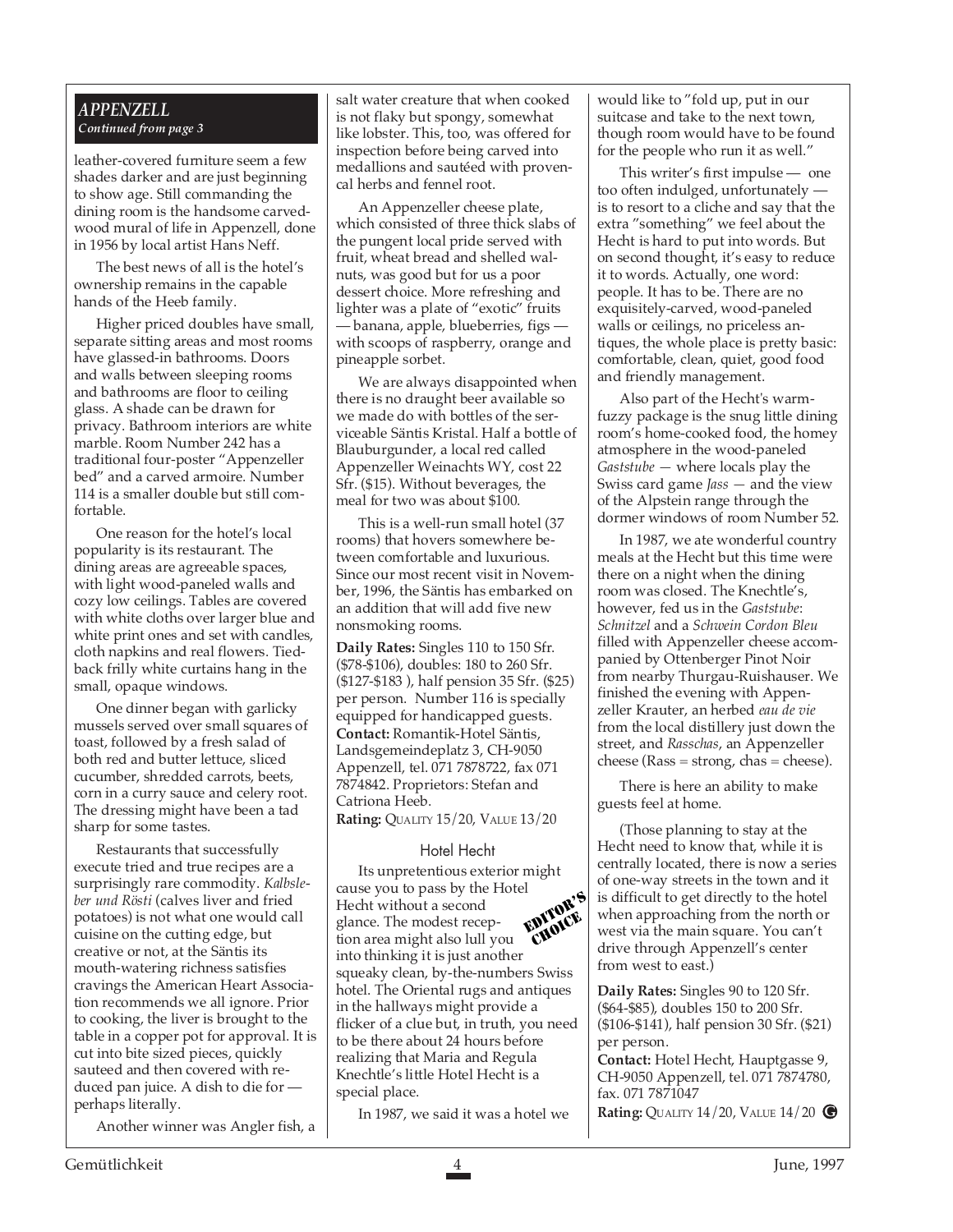## APPENZELL

*Continued from page 3*

leather-covered furniture seem a few shades darker and are just beginning to show age. Still commanding the dining room is the handsome carved-wood mural of life in Appenzell, done in 1956 by local artist Hans Neff.

The best news of all is the hotel's ownership remains in the capable hands of the Heeb family.

Higher priced doubles have small, separate sitting areas and most rooms have glassed-in bathrooms. Doors and walls between sleeping rooms and bathrooms are floor to ceiling glass. A shade can be drawn for privacy. Bathroom interiors are white marble. Room Number 242 has a traditional four-poster "Appenzeller bed" and a carved armoire. Number 114 is a smaller double but still comfortable.

One reason for the hotel's local popularity is its restaurant. The dining areas are agreeable spaces, with light wood-paneled walls and cozy low ceilings. Tables are covered with white cloths over larger blue and white print ones and set with candles, cloth napkins and real flowers. Tied-back frilly white curtains hang in the small, opaque windows.

One dinner began with garlicky mussels served over small squares of toast, followed by a fresh salad of both red and butter lettuce, sliced cucumber, shredded carrots, beets, corn in a curry sauce and celery root. The dressing might have been a tad sharp for some tastes.

Restaurants that successfully execute tried and true recipes are a surprisingly rare commodity. *Kalbsleber und Rösti* (calves liver and fried potatoes) is not what one would call cuisine on the cutting edge, but creative or not, at the Säntis its mouth-watering richness satisfies cravings the American Heart Association recommends we all ignore. Prior to cooking, the liver is brought to the table in a copper pot for approval. It is cut into bite sized pieces, quickly sauteed and then covered with reduced pan juice. A dish to die for — perhaps literally.

Another winner was Angler fish, a salt water creature that when cooked is not flaky but spongy, somewhat like lobster. This, too, was offered for inspection before being carved into medallions and sautéed with provencal herbs and fennel root.

An Appenzeller cheese plate, which consisted of three thick slabs of the pungent local pride served with fruit, wheat bread and shelled walnuts, was good but for us a poor dessert choice. More refreshing and lighter was a plate of "exotic" fruits — banana, apple, blueberries, figs — with scoops of raspberry, orange and pineapple sorbet.

We are always disappointed when there is no draught beer available so we made do with bottles of the serviceable Säntis Kristal. Half a bottle of Blauburgunder, a local red called Appenzeller Weinachts WY, cost 22 Sfr. ($15). Without beverages, the meal for two was about $100.

This is a well-run small hotel (37 rooms) that hovers somewhere between comfortable and luxurious. Since our most recent visit in November, 1996, the Säntis has embarked on an addition that will add five new nonsmoking rooms.

**Daily Rates:** Singles 110 to 150 Sfr. ($78-$106), doubles: 180 to 260 Sfr. ($127-$183 ), half pension 35 Sfr. ($25) per person. Number 116 is specially equipped for handicapped guests.
**Contact:** Romantik-Hotel Säntis, Landsgemeindeplatz 3, CH-9050 Appenzell, tel. 071 7878722, fax 071 7874842. Proprietors: Stefan and Catriona Heeb.
**Rating:** QUALITY 15/20, VALUE 13/20

### Hotel Hecht

EDITOR'S CHOICE

Its unpretentious exterior might cause you to pass by the Hotel Hecht without a second glance. The modest reception area might also lull you into thinking it is just another squeaky clean, by-the-numbers Swiss hotel. The Oriental rugs and antiques in the hallways might provide a flicker of a clue but, in truth, you need to be there about 24 hours before realizing that Maria and Regula Knechtle's little Hotel Hecht is a special place.

In 1987, we said it was a hotel we would like to "fold up, put in our suitcase and take to the next town, though room would have to be found for the people who run it as well."

This writer's first impulse — one too often indulged, unfortunately — is to resort to a cliche and say that the extra "something" we feel about the Hecht is hard to put into words. But on second thought, it's easy to reduce it to words. Actually, one word: people. It has to be. There are no exquisitely-carved, wood-paneled walls or ceilings, no priceless antiques, the whole place is pretty basic: comfortable, clean, quiet, good food and friendly management.

Also part of the Hecht's warm-fuzzy package is the snug little dining room's home-cooked food, the homey atmosphere in the wood-paneled *Gaststube* — where locals play the Swiss card game *Jass* — and the view of the Alpstein range through the dormer windows of room Number 52.

In 1987, we ate wonderful country meals at the Hecht but this time were there on a night when the dining room was closed. The Knechtle's, however, fed us in the *Gaststube*: *Schnitzel* and a *Schwein Cordon Bleu* filled with Appenzeller cheese accompanied by Ottenberger Pinot Noir from nearby Thurgau-Ruishauser. We finished the evening with Appenzeller Krauter, an herbed *eau de vie* from the local distillery just down the street, and *Rasschas*, an Appenzeller cheese (Rass = strong, chas = cheese).

There is here an ability to make guests feel at home.

(Those planning to stay at the Hecht need to know that, while it is centrally located, there is now a series of one-way streets in the town and it is difficult to get directly to the hotel when approaching from the north or west via the main square. You can't drive through Appenzell's center from west to east.)

**Daily Rates:** Singles 90 to 120 Sfr. ($64-$85), doubles 150 to 200 Sfr. ($106-$141), half pension 30 Sfr. ($21) per person.
**Contact:** Hotel Hecht, Hauptgasse 9, CH-9050 Appenzell, tel. 071 7874780, fax. 071 7871047
**Rating:** QUALITY 14/20, VALUE 14/20 Ⓖ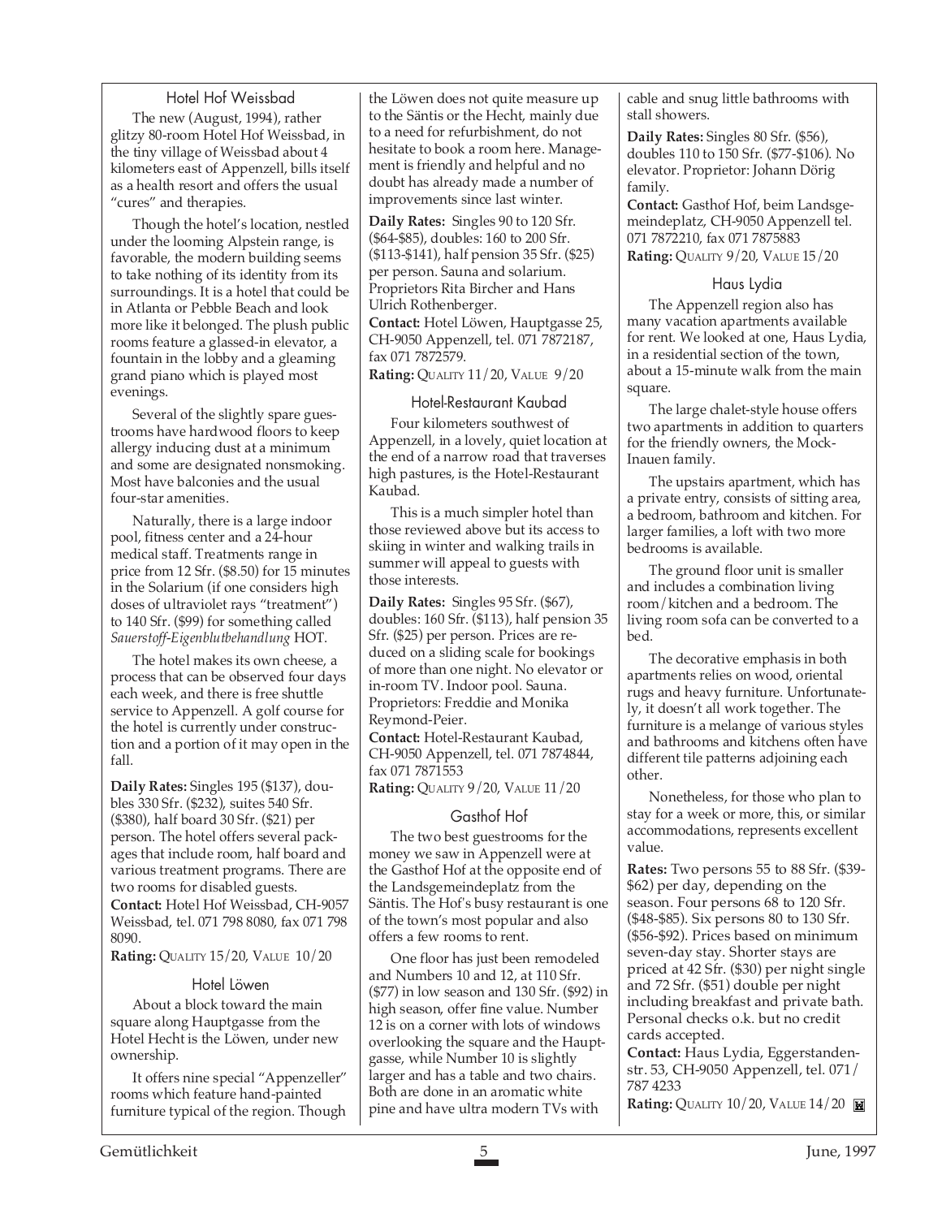### Hotel Hof Weissbad

The new (August, 1994), rather glitzy 80-room Hotel Hof Weissbad, in the tiny village of Weissbad about 4 kilometers east of Appenzell, bills itself as a health resort and offers the usual "cures" and therapies.

Though the hotel's location, nestled under the looming Alpstein range, is favorable, the modern building seems to take nothing of its identity from its surroundings. It is a hotel that could be in Atlanta or Pebble Beach and look more like it belonged. The plush public rooms feature a glassed-in elevator, a fountain in the lobby and a gleaming grand piano which is played most evenings.

Several of the slightly spare guestrooms have hardwood floors to keep allergy inducing dust at a minimum and some are designated nonsmoking. Most have balconies and the usual four-star amenities.

Naturally, there is a large indoor pool, fitness center and a 24-hour medical staff. Treatments range in price from 12 Sfr. ($8.50) for 15 minutes in the Solarium (if one considers high doses of ultraviolet rays "treatment") to 140 Sfr. ($99) for something called *Sauerstoff-Eigenblutbehandlung* HOT.

The hotel makes its own cheese, a process that can be observed four days each week, and there is free shuttle service to Appenzell. A golf course for the hotel is currently under construction and a portion of it may open in the fall.

**Daily Rates:** Singles 195 ($137), doubles 330 Sfr. ($232), suites 540 Sfr. ($380), half board 30 Sfr. ($21) per person. The hotel offers several packages that include room, half board and various treatment programs. There are two rooms for disabled guests.
**Contact:** Hotel Hof Weissbad, CH-9057 Weissbad, tel. 071 798 8080, fax 071 798 8090.
**Rating:** QUALITY 15/20, VALUE 10/20

### Hotel Löwen

About a block toward the main square along Hauptgasse from the Hotel Hecht is the Löwen, under new ownership.

It offers nine special "Appenzeller" rooms which feature hand-painted furniture typical of the region. Though the Löwen does not quite measure up to the Säntis or the Hecht, mainly due to a need for refurbishment, do not hesitate to book a room here. Management is friendly and helpful and no doubt has already made a number of improvements since last winter.

**Daily Rates:** Singles 90 to 120 Sfr. ($64-$85), doubles: 160 to 200 Sfr. ($113-$141), half pension 35 Sfr. ($25) per person. Sauna and solarium. Proprietors Rita Bircher and Hans Ulrich Rothenberger.
**Contact:** Hotel Löwen, Hauptgasse 25, CH-9050 Appenzell, tel. 071 7872187, fax 071 7872579.
**Rating:** QUALITY 11/20, VALUE 9/20

### Hotel-Restaurant Kaubad

Four kilometers southwest of Appenzell, in a lovely, quiet location at the end of a narrow road that traverses high pastures, is the Hotel-Restaurant Kaubad.

This is a much simpler hotel than those reviewed above but its access to skiing in winter and walking trails in summer will appeal to guests with those interests.

**Daily Rates:** Singles 95 Sfr. ($67), doubles: 160 Sfr. ($113), half pension 35 Sfr. ($25) per person. Prices are reduced on a sliding scale for bookings of more than one night. No elevator or in-room TV. Indoor pool. Sauna. Proprietors: Freddie and Monika Reymond-Peier.
**Contact:** Hotel-Restaurant Kaubad, CH-9050 Appenzell, tel. 071 7874844, fax 071 7871553
**Rating:** QUALITY 9/20, VALUE 11/20

### Gasthof Hof

The two best guestrooms for the money we saw in Appenzell were at the Gasthof Hof at the opposite end of the Landsgemeindeplatz from the Säntis. The Hof's busy restaurant is one of the town's most popular and also offers a few rooms to rent.

One floor has just been remodeled and Numbers 10 and 12, at 110 Sfr. ($77) in low season and 130 Sfr. ($92) in high season, offer fine value. Number 12 is on a corner with lots of windows overlooking the square and the Hauptgasse, while Number 10 is slightly larger and has a table and two chairs. Both are done in an aromatic white pine and have ultra modern TVs with cable and snug little bathrooms with stall showers.

**Daily Rates:** Singles 80 Sfr. ($56), doubles 110 to 150 Sfr. ($77-$106). No elevator. Proprietor: Johann Dörig family.
**Contact:** Gasthof Hof, beim Landsgemeindeplatz, CH-9050 Appenzell tel. 071 7872210, fax 071 7875883
**Rating:** QUALITY 9/20, VALUE 15/20

### Haus Lydia

The Appenzell region also has many vacation apartments available for rent. We looked at one, Haus Lydia, in a residential section of the town, about a 15-minute walk from the main square.

The large chalet-style house offers two apartments in addition to quarters for the friendly owners, the Mock-Inauen family.

The upstairs apartment, which has a private entry, consists of sitting area, a bedroom, bathroom and kitchen. For larger families, a loft with two more bedrooms is available.

The ground floor unit is smaller and includes a combination living room/kitchen and a bedroom. The living room sofa can be converted to a bed.

The decorative emphasis in both apartments relies on wood, oriental rugs and heavy furniture. Unfortunately, it doesn't all work together. The furniture is a melange of various styles and bathrooms and kitchens often have different tile patterns adjoining each other.

Nonetheless, for those who plan to stay for a week or more, this, or similar accommodations, represents excellent value.

**Rates:** Two persons 55 to 88 Sfr. ($39-$62) per day, depending on the season. Four persons 68 to 120 Sfr. ($48-$85). Six persons 80 to 130 Sfr. ($56-$92). Prices based on minimum seven-day stay. Shorter stays are priced at 42 Sfr. ($30) per night single and 72 Sfr. ($51) double per night including breakfast and private bath. Personal checks o.k. but no credit cards accepted.
**Contact:** Haus Lydia, Eggerstandenstr. 53, CH-9050 Appenzell, tel. 071/787 4233
**Rating:** QUALITY 10/20, VALUE 14/20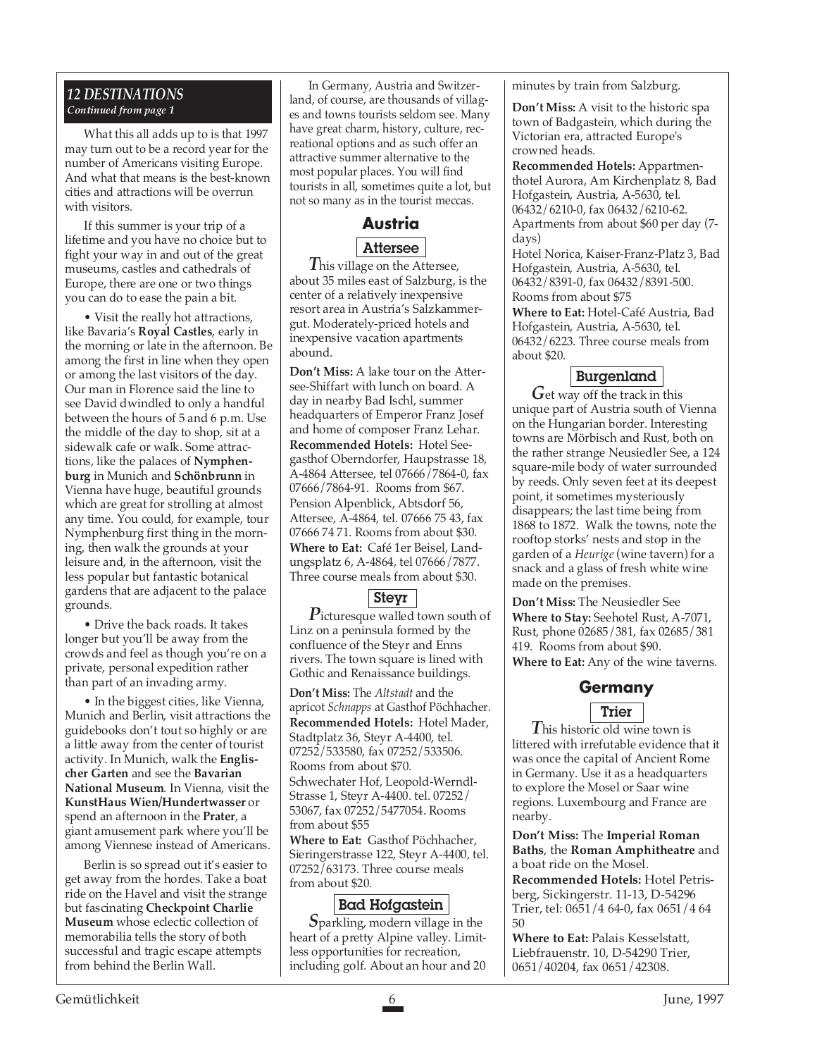## 12 DESTINATIONS

*Continued from page 1*

What this all adds up to is that 1997 may turn out to be a record year for the number of Americans visiting Europe. And what that means is the best-known cities and attractions will be overrun with visitors.

If this summer is your trip of a lifetime and you have no choice but to fight your way in and out of the great museums, castles and cathedrals of Europe, there are one or two things you can do to ease the pain a bit.

• Visit the really hot attractions, like Bavaria's **Royal Castles**, early in the morning or late in the afternoon. Be among the first in line when they open or among the last visitors of the day. Our man in Florence said the line to see David dwindled to only a handful between the hours of 5 and 6 p.m. Use the middle of the day to shop, sit at a sidewalk cafe or walk. Some attractions, like the palaces of **Nymphenburg** in Munich and **Schönbrunn** in Vienna have huge, beautiful grounds which are great for strolling at almost any time. You could, for example, tour Nymphenburg first thing in the morning, then walk the grounds at your leisure and, in the afternoon, visit the less popular but fantastic botanical gardens that are adjacent to the palace grounds.

• Drive the back roads. It takes longer but you'll be away from the crowds and feel as though you're on a private, personal expedition rather than part of an invading army.

• In the biggest cities, like Vienna, Munich and Berlin, visit attractions the guidebooks don't tout so highly or are a little away from the center of tourist activity. In Munich, walk the **Englischer Garten** and see the **Bavarian National Museum**. In Vienna, visit the **KunstHaus Wien/Hundertwasser** or spend an afternoon in the **Prater**, a giant amusement park where you'll be among Viennese instead of Americans.

Berlin is so spread out it's easier to get away from the hordes. Take a boat ride on the Havel and visit the strange but fascinating **Checkpoint Charlie Museum** whose eclectic collection of memorabilia tells the story of both successful and tragic escape attempts from behind the Berlin Wall.

In Germany, Austria and Switzerland, of course, are thousands of villages and towns tourists seldom see. Many have great charm, history, culture, recreational options and as such offer an attractive summer alternative to the most popular places. You will find tourists in all, sometimes quite a lot, but not so many as in the tourist meccas.

## Austria

### Attersee

This village on the Attersee, about 35 miles east of Salzburg, is the center of a relatively inexpensive resort area in Austria's Salzkammergut. Moderately-priced hotels and inexpensive vacation apartments abound.

**Don't Miss:** A lake tour on the Attersee-Shiffart with lunch on board. A day in nearby Bad Ischl, summer headquarters of Emperor Franz Josef and home of composer Franz Lehar.

**Recommended Hotels:** Hotel Seegasthof Oberndorfer, Haupstrasse 18, A-4864 Attersee, tel 07666/7864-0, fax 07666/7864-91. Rooms from $67.

Pension Alpenblick, Abtsdorf 56, Attersee, A-4864, tel. 07666 75 43, fax 07666 74 71. Rooms from about $30.

**Where to Eat:** Café 1er Beisel, Landungsplatz 6, A-4864, tel 07666/7877. Three course meals from about $30.

### Steyr

Picturesque walled town south of Linz on a peninsula formed by the confluence of the Steyr and Enns rivers. The town square is lined with Gothic and Renaissance buildings.

**Don't Miss:** The *Altstadt* and the apricot *Schnapps* at Gasthof Pöchhacher.

**Recommended Hotels:** Hotel Mader, Stadtplatz 36, Steyr A-4400, tel. 07252/533580, fax 07252/533506. Rooms from about $70.

Schwechater Hof, Leopold-Werndl-Strasse 1, Steyr A-4400. tel. 07252/53067, fax 07252/5477054. Rooms from about $55

**Where to Eat:** Gasthof Pöchhacher, Sieringerstrasse 122, Steyr A-4400, tel. 07252/63173. Three course meals from about $20.

### Bad Hofgastein

Sparkling, modern village in the heart of a pretty Alpine valley. Limitless opportunities for recreation, including golf. About an hour and 20 minutes by train from Salzburg.

**Don't Miss:** A visit to the historic spa town of Badgastein, which during the Victorian era, attracted Europe's crowned heads.

**Recommended Hotels:** Appartmenthotel Aurora, Am Kirchenplatz 8, Bad Hofgastein, Austria, A-5630, tel. 06432/6210-0, fax 06432/6210-62. Apartments from about $60 per day (7-days)

Hotel Norica, Kaiser-Franz-Platz 3, Bad Hofgastein, Austria, A-5630, tel. 06432/8391-0, fax 06432/8391-500. Rooms from about $75

**Where to Eat:** Hotel-Café Austria, Bad Hofgastein, Austria, A-5630, tel. 06432/6223. Three course meals from about $20.

### Burgenland

Get way off the track in this unique part of Austria south of Vienna on the Hungarian border. Interesting towns are Mörbisch and Rust, both on the rather strange Neusiedler See, a 124 square-mile body of water surrounded by reeds. Only seven feet at its deepest point, it sometimes mysteriously disappears; the last time being from 1868 to 1872. Walk the towns, note the rooftop storks' nests and stop in the garden of a *Heurige* (wine tavern) for a snack and a glass of fresh white wine made on the premises.

**Don't Miss:** The Neusiedler See

**Where to Stay:** Seehotel Rust, A-7071, Rust, phone 02685/381, fax 02685/381 419. Rooms from about $90.

**Where to Eat:** Any of the wine taverns.

## Germany

### Trier

This historic old wine town is littered with irrefutable evidence that it was once the capital of Ancient Rome in Germany. Use it as a headquarters to explore the Mosel or Saar wine regions. Luxembourg and France are nearby.

**Don't Miss:** The **Imperial Roman Baths**, the **Roman Amphitheatre** and a boat ride on the Mosel.

**Recommended Hotels:** Hotel Petrisberg, Sickingerstr. 11-13, D-54296 Trier, tel: 0651/4 64-0, fax 0651/4 64 50

**Where to Eat:** Palais Kesselstatt, Liebfrauenstr. 10, D-54290 Trier, 0651/40204, fax 0651/42308.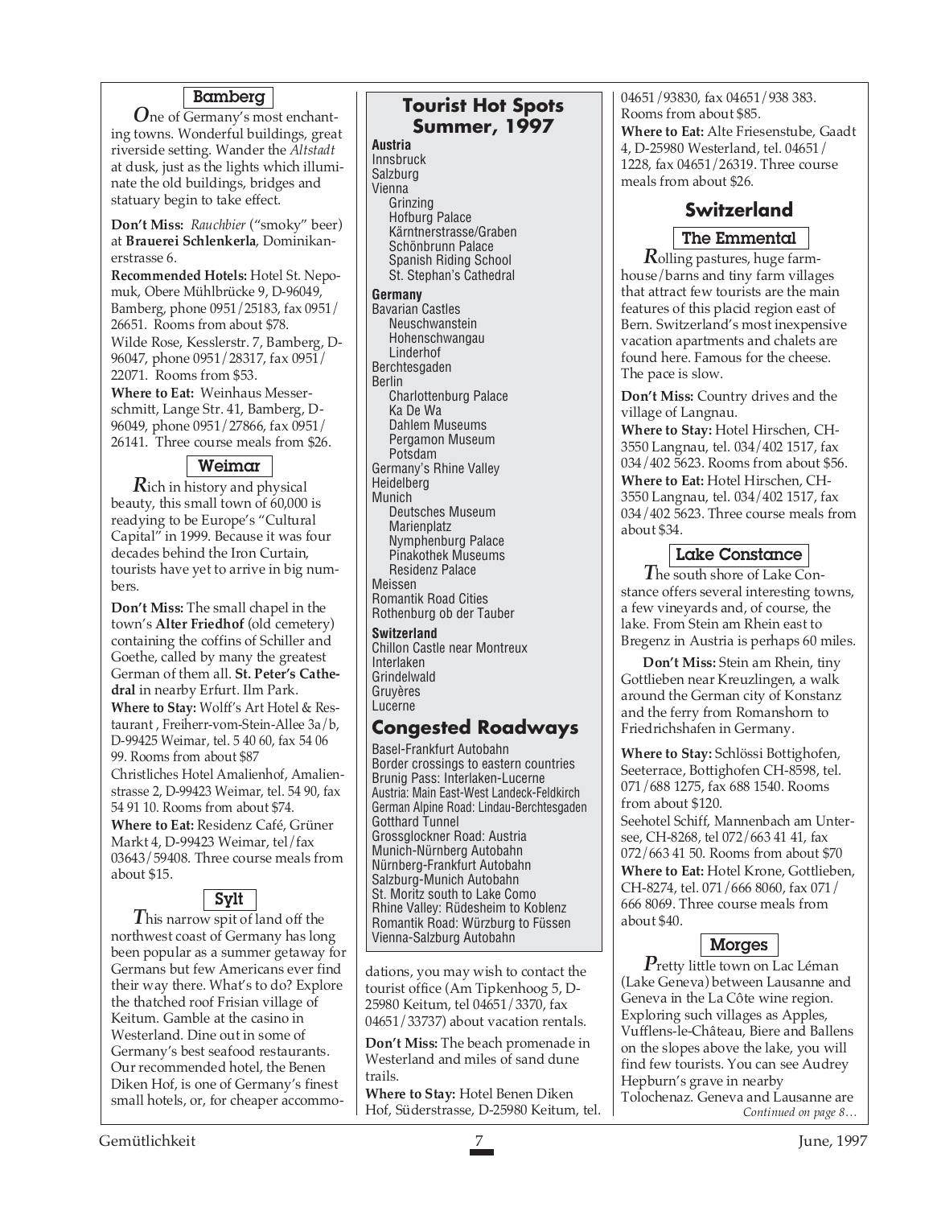## Bamberg

*One* of Germany's most enchanting towns. Wonderful buildings, great riverside setting. Wander the *Altstadt* at dusk, just as the lights which illuminate the old buildings, bridges and statuary begin to take effect.

**Don't Miss:** *Rauchbier* ("smoky" beer) at **Brauerei Schlenkerla**, Dominikanerstrasse 6.

**Recommended Hotels:** Hotel St. Nepomuk, Obere Mühlbrücke 9, D-96049, Bamberg, phone 0951/25183, fax 0951/26651. Rooms from about $78.

Wilde Rose, Kesslerstr. 7, Bamberg, D-96047, phone 0951/28317, fax 0951/22071. Rooms from $53.

**Where to Eat:** Weinhaus Messerschmitt, Lange Str. 41, Bamberg, D-96049, phone 0951/27866, fax 0951/26141. Three course meals from $26.

## Weimar

*Rich* in history and physical beauty, this small town of 60,000 is readying to be Europe's "Cultural Capital" in 1999. Because it was four decades behind the Iron Curtain, tourists have yet to arrive in big numbers.

**Don't Miss:** The small chapel in the town's **Alter Friedhof** (old cemetery) containing the coffins of Schiller and Goethe, called by many the greatest German of them all. **St. Peter's Cathedral** in nearby Erfurt. Ilm Park.

**Where to Stay:** Wolff's Art Hotel & Restaurant , Freiherr-vom-Stein-Allee 3a/b, D-99425 Weimar, tel. 5 40 60, fax 54 06 99. Rooms from about $87

Christliches Hotel Amalienhof, Amalienstrasse 2, D-99423 Weimar, tel. 54 90, fax 54 91 10. Rooms from about $74.

**Where to Eat:** Residenz Café, Grüner Markt 4, D-99423 Weimar, tel/fax 03643/59408. Three course meals from about $15.

## Sylt

*This* narrow spit of land off the northwest coast of Germany has long been popular as a summer getaway for Germans but few Americans ever find their way there. What's to do? Explore the thatched roof Frisian village of Keitum. Gamble at the casino in Westerland. Dine out in some of Germany's best seafood restaurants. Our recommended hotel, the Benen Diken Hof, is one of Germany's finest small hotels, or, for cheaper accommodations, you may wish to contact the tourist office (Am Tipkenhoog 5, D-25980 Keitum, tel 04651/3370, fax 04651/33737) about vacation rentals.

**Don't Miss:** The beach promenade in Westerland and miles of sand dune trails.

**Where to Stay:** Hotel Benen Diken Hof, Süderstrasse, D-25980 Keitum, tel. 04651/93830, fax 04651/938 383. Rooms from about $85.

**Where to Eat:** Alte Friesenstube, Gaadt 4, D-25980 Westerland, tel. 04651/1228, fax 04651/26319. Three course meals from about $26.

## Tourist Hot Spots Summer, 1997

**Austria**
- Innsbruck
- Salzburg
- Vienna
  - Grinzing
  - Hofburg Palace
  - Kärntnerstrasse/Graben
  - Schönbrunn Palace
  - Spanish Riding School
  - St. Stephan's Cathedral

**Germany**
- Bavarian Castles
  - Neuschwanstein
  - Hohenschwangau
  - Linderhof
- Berchtesgaden
- Berlin
  - Charlottenburg Palace
  - Ka De Wa
  - Dahlem Museums
  - Pergamon Museum
  - Potsdam
- Germany's Rhine Valley
- Heidelberg
- Munich
  - Deutsches Museum
  - Marienplatz
  - Nymphenburg Palace
  - Pinakothek Museums
  - Residenz Palace
- Meissen
- Romantik Road Cities
- Rothenburg ob der Tauber

**Switzerland**
- Chillon Castle near Montreux
- Interlaken
- Grindelwald
- Gruyères
- Lucerne

## Congested Roadways

- Basel-Frankfurt Autobahn
- Border crossings to eastern countries
- Brunig Pass: Interlaken-Lucerne
- Austria: Main East-West Landeck-Feldkirch
- German Alpine Road: Lindau-Berchtesgaden
- Gotthard Tunnel
- Grossglockner Road: Austria
- Munich-Nürnberg Autobahn
- Nürnberg-Frankfurt Autobahn
- Salzburg-Munich Autobahn
- St. Moritz south to Lake Como
- Rhine Valley: Rüdesheim to Koblenz
- Romantik Road: Würzburg to Füssen
- Vienna-Salzburg Autobahn

# Switzerland

## The Emmental

*Rolling* pastures, huge farmhouse/barns and tiny farm villages that attract few tourists are the main features of this placid region east of Bern. Switzerland's most inexpensive vacation apartments and chalets are found here. Famous for the cheese. The pace is slow.

**Don't Miss:** Country drives and the village of Langnau.

**Where to Stay:** Hotel Hirschen, CH-3550 Langnau, tel. 034/402 1517, fax 034/402 5623. Rooms from about $56.

**Where to Eat:** Hotel Hirschen, CH-3550 Langnau, tel. 034/402 1517, fax 034/402 5623. Three course meals from about $34.

## Lake Constance

*The* south shore of Lake Constance offers several interesting towns, a few vineyards and, of course, the lake. From Stein am Rhein east to Bregenz in Austria is perhaps 60 miles.

**Don't Miss:** Stein am Rhein, tiny Gottlieben near Kreuzlingen, a walk around the German city of Konstanz and the ferry from Romanshorn to Friedrichshafen in Germany.

**Where to Stay:** Schlössi Bottighofen, Seeterrace, Bottighofen CH-8598, tel. 071/688 1275, fax 688 1540. Rooms from about $120.

Seehotel Schiff, Mannenbach am Untersee, CH-8268, tel 072/663 41 41, fax 072/663 41 50. Rooms from about $70

**Where to Eat:** Hotel Krone, Gottlieben, CH-8274, tel. 071/666 8060, fax 071/666 8069. Three course meals from about $40.

## Morges

*Pretty* little town on Lac Léman (Lake Geneva) between Lausanne and Geneva in the La Côte wine region. Exploring such villages as Apples, Vufflens-le-Château, Biere and Ballens on the slopes above the lake, you will find few tourists. You can see Audrey Hepburn's grave in nearby Tolochenaz. Geneva and Lausanne are

*Continued on page 8…*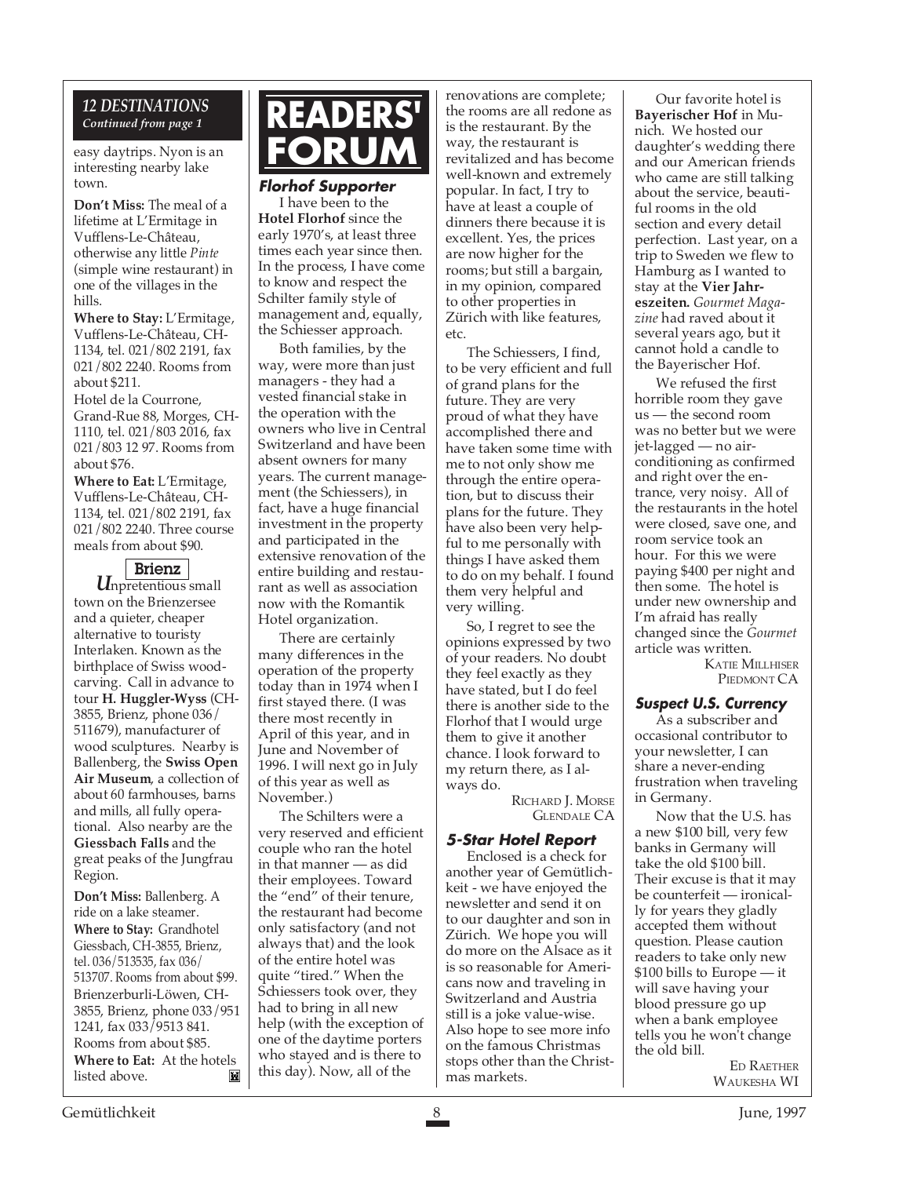*12 DESTINATIONS*
*Continued from page 1*

easy daytrips. Nyon is an interesting nearby lake town.

**Don't Miss:** The meal of a lifetime at L'Ermitage in Vufflens-Le-Château, otherwise any little *Pinte* (simple wine restaurant) in one of the villages in the hills.

**Where to Stay:** L'Ermitage, Vufflens-Le-Château, CH-1134, tel. 021/802 2191, fax 021/802 2240. Rooms from about $211.

Hotel de la Courrone, Grand-Rue 88, Morges, CH-1110, tel. 021/803 2016, fax 021/803 12 97. Rooms from about $76.

**Where to Eat:** L'Ermitage, Vufflens-Le-Château, CH-1134, tel. 021/802 2191, fax 021/802 2240. Three course meals from about $90.

## Brienz

*U*npretentious small town on the Brienzersee and a quieter, cheaper alternative to touristy Interlaken. Known as the birthplace of Swiss woodcarving. Call in advance to tour **H. Huggler-Wyss** (CH-3855, Brienz, phone 036/ 511679), manufacturer of wood sculptures. Nearby is Ballenberg, the **Swiss Open Air Museum**, a collection of about 60 farmhouses, barns and mills, all fully operational. Also nearby are the **Giessbach Falls** and the great peaks of the Jungfrau Region.

**Don't Miss:** Ballenberg. A ride on a lake steamer.

**Where to Stay:** Grandhotel Giessbach, CH-3855, Brienz, tel. 036/513535, fax 036/ 513707. Rooms from about $99.

Brienzerburli-Löwen, CH-3855, Brienz, phone 033/951 1241, fax 033/9513 841. Rooms from about $85.

**Where to Eat:** At the hotels listed above.

# READERS' FORUM

### Florhof Supporter

I have been to the **Hotel Florhof** since the early 1970's, at least three times each year since then. In the process, I have come to know and respect the Schilter family style of management and, equally, the Schiesser approach.

Both families, by the way, were more than just managers - they had a vested financial stake in the operation with the owners who live in Central Switzerland and have been absent owners for many years. The current management (the Schiessers), in fact, have a huge financial investment in the property and participated in the extensive renovation of the entire building and restaurant as well as association now with the Romantik Hotel organization.

There are certainly many differences in the operation of the property today than in 1974 when I first stayed there. (I was there most recently in April of this year, and in June and November of 1996. I will next go in July of this year as well as November.)

The Schilters were a very reserved and efficient couple who ran the hotel in that manner — as did their employees. Toward the "end" of their tenure, the restaurant had become only satisfactory (and not always that) and the look of the entire hotel was quite "tired." When the Schiessers took over, they had to bring in all new help (with the exception of one of the daytime porters who stayed and is there to this day). Now, all of the renovations are complete; the rooms are all redone as is the restaurant. By the way, the restaurant is revitalized and has become well-known and extremely popular. In fact, I try to have at least a couple of dinners there because it is excellent. Yes, the prices are now higher for the rooms; but still a bargain, in my opinion, compared to other properties in Zürich with like features, etc.

The Schiessers, I find, to be very efficient and full of grand plans for the future. They are very proud of what they have accomplished there and have taken some time with me to not only show me through the entire operation, but to discuss their plans for the future. They have also been very helpful to me personally with things I have asked them to do on my behalf. I found them very helpful and very willing.

So, I regret to see the opinions expressed by two of your readers. No doubt they feel exactly as they have stated, but I do feel there is another side to the Florhof that I would urge them to give it another chance. I look forward to my return there, as I always do.

RICHARD J. MORSE
GLENDALE CA

### 5-Star Hotel Report

Enclosed is a check for another year of Gemütlichkeit - we have enjoyed the newsletter and send it on to our daughter and son in Zürich. We hope you will do more on the Alsace as it is so reasonable for Americans now and traveling in Switzerland and Austria still is a joke value-wise. Also hope to see more info on the famous Christmas stops other than the Christmas markets.

Our favorite hotel is **Bayerischer Hof** in Munich. We hosted our daughter's wedding there and our American friends who came are still talking about the service, beautiful rooms in the old section and every detail perfection. Last year, on a trip to Sweden we flew to Hamburg as I wanted to stay at the **Vier Jahreszeiten.** *Gourmet Magazine* had raved about it several years ago, but it cannot hold a candle to the Bayerischer Hof.

We refused the first horrible room they gave us — the second room was no better but we were jet-lagged — no air-conditioning as confirmed and right over the entrance, very noisy. All of the restaurants in the hotel were closed, save one, and room service took an hour. For this we were paying $400 per night and then some. The hotel is under new ownership and I'm afraid has really changed since the *Gourmet* article was written.

KATIE MILLHISER
PIEDMONT CA

### Suspect U.S. Currency

As a subscriber and occasional contributor to your newsletter, I can share a never-ending frustration when traveling in Germany.

Now that the U.S. has a new $100 bill, very few banks in Germany will take the old $100 bill. Their excuse is that it may be counterfeit — ironically for years they gladly accepted them without question. Please caution readers to take only new $100 bills to Europe — it will save having your blood pressure go up when a bank employee tells you he won't change the old bill.

ED RAETHER
WAUKESHA WI